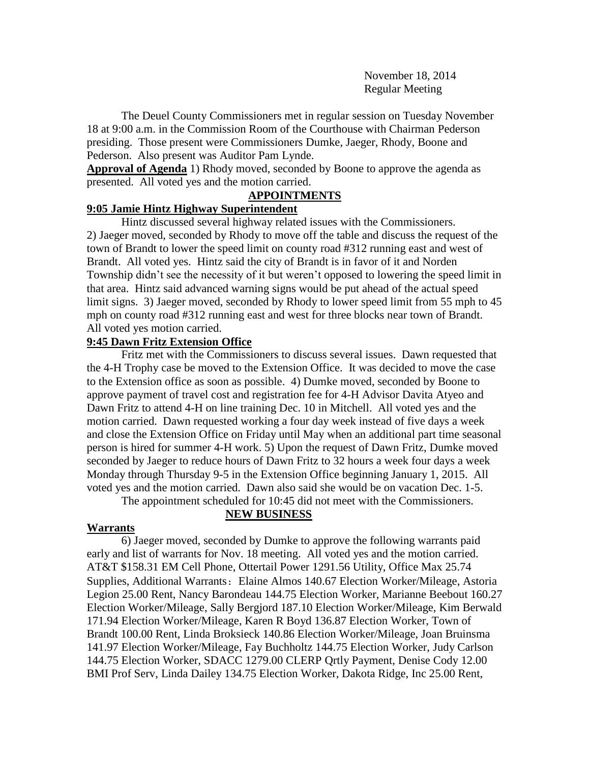November 18, 2014
Regular Meeting

The Deuel County Commissioners met in regular session on Tuesday November 18 at 9:00 a.m. in the Commission Room of the Courthouse with Chairman Pederson presiding. Those present were Commissioners Dumke, Jaeger, Rhody, Boone and Pederson. Also present was Auditor Pam Lynde.

**Approval of Agenda** 1) Rhody moved, seconded by Boone to approve the agenda as presented. All voted yes and the motion carried.

## APPOINTMENTS

### 9:05 Jamie Hintz Highway Superintendent

Hintz discussed several highway related issues with the Commissioners. 2) Jaeger moved, seconded by Rhody to move off the table and discuss the request of the town of Brandt to lower the speed limit on county road #312 running east and west of Brandt. All voted yes. Hintz said the city of Brandt is in favor of it and Norden Township didn't see the necessity of it but weren't opposed to lowering the speed limit in that area. Hintz said advanced warning signs would be put ahead of the actual speed limit signs. 3) Jaeger moved, seconded by Rhody to lower speed limit from 55 mph to 45 mph on county road #312 running east and west for three blocks near town of Brandt. All voted yes motion carried.

### 9:45 Dawn Fritz Extension Office

Fritz met with the Commissioners to discuss several issues. Dawn requested that the 4-H Trophy case be moved to the Extension Office. It was decided to move the case to the Extension office as soon as possible. 4) Dumke moved, seconded by Boone to approve payment of travel cost and registration fee for 4-H Advisor Davita Atyeo and Dawn Fritz to attend 4-H on line training Dec. 10 in Mitchell. All voted yes and the motion carried. Dawn requested working a four day week instead of five days a week and close the Extension Office on Friday until May when an additional part time seasonal person is hired for summer 4-H work. 5) Upon the request of Dawn Fritz, Dumke moved seconded by Jaeger to reduce hours of Dawn Fritz to 32 hours a week four days a week Monday through Thursday 9-5 in the Extension Office beginning January 1, 2015. All voted yes and the motion carried. Dawn also said she would be on vacation Dec. 1-5.

The appointment scheduled for 10:45 did not meet with the Commissioners.

## NEW BUSINESS

### Warrants

6) Jaeger moved, seconded by Dumke to approve the following warrants paid early and list of warrants for Nov. 18 meeting. All voted yes and the motion carried. AT&T $158.31 EM Cell Phone, Ottertail Power 1291.56 Utility, Office Max 25.74 Supplies, Additional Warrants：Elaine Almos 140.67 Election Worker/Mileage, Astoria Legion 25.00 Rent, Nancy Barondeau 144.75 Election Worker, Marianne Beebout 160.27 Election Worker/Mileage, Sally Bergjord 187.10 Election Worker/Mileage, Kim Berwald 171.94 Election Worker/Mileage, Karen R Boyd 136.87 Election Worker, Town of Brandt 100.00 Rent, Linda Broksieck 140.86 Election Worker/Mileage, Joan Bruinsma 141.97 Election Worker/Mileage, Fay Buchholtz 144.75 Election Worker, Judy Carlson 144.75 Election Worker, SDACC 1279.00 CLERP Qrtly Payment, Denise Cody 12.00 BMI Prof Serv, Linda Dailey 134.75 Election Worker, Dakota Ridge, Inc 25.00 Rent,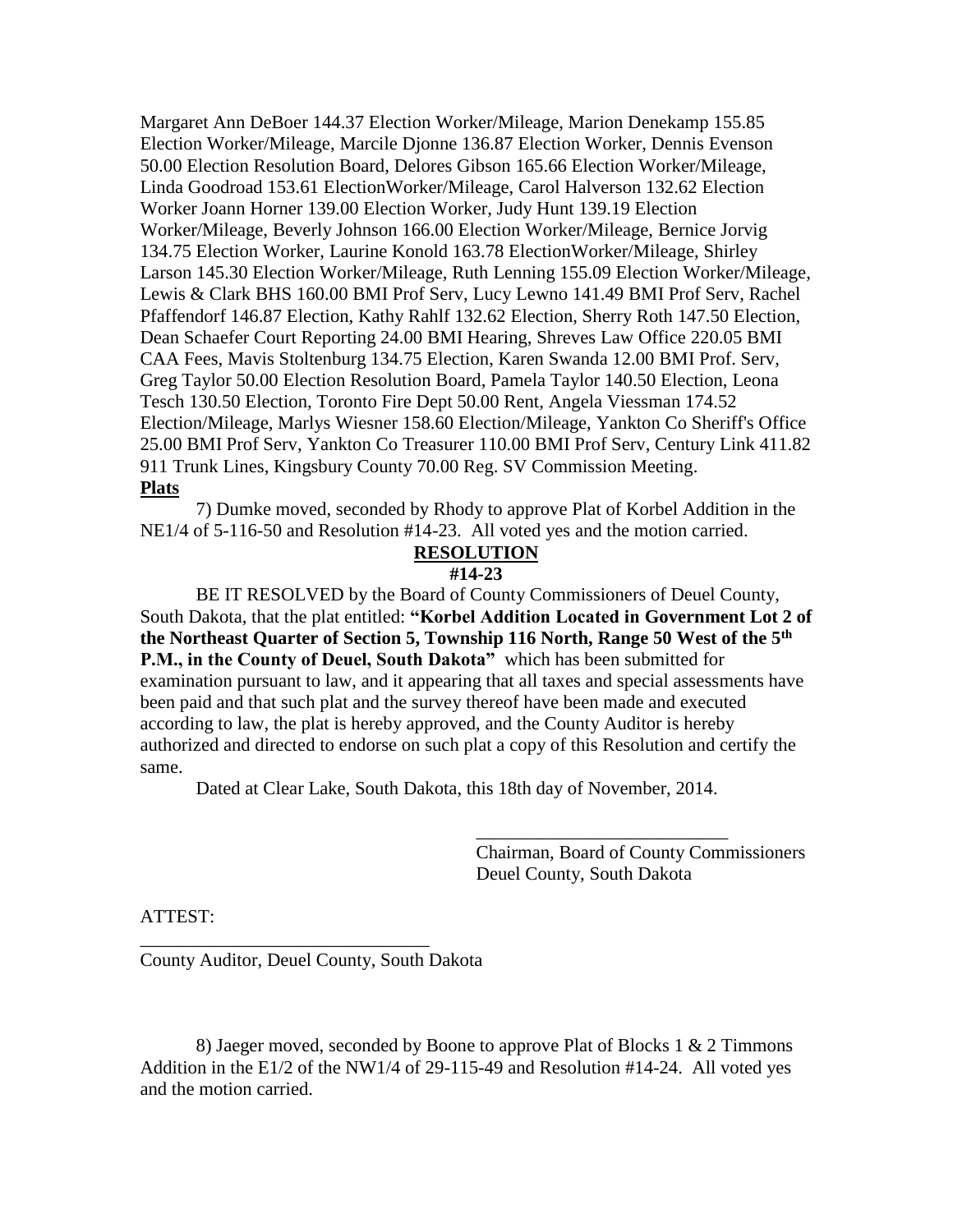Margaret Ann DeBoer 144.37 Election Worker/Mileage, Marion Denekamp 155.85 Election Worker/Mileage, Marcile Djonne 136.87 Election Worker, Dennis Evenson 50.00 Election Resolution Board, Delores Gibson 165.66 Election Worker/Mileage, Linda Goodroad 153.61 ElectionWorker/Mileage, Carol Halverson 132.62 Election Worker Joann Horner 139.00 Election Worker, Judy Hunt 139.19 Election Worker/Mileage, Beverly Johnson 166.00 Election Worker/Mileage, Bernice Jorvig 134.75 Election Worker, Laurine Konold 163.78 ElectionWorker/Mileage, Shirley Larson 145.30 Election Worker/Mileage, Ruth Lenning 155.09 Election Worker/Mileage, Lewis & Clark BHS 160.00 BMI Prof Serv, Lucy Lewno 141.49 BMI Prof Serv, Rachel Pfaffendorf 146.87 Election, Kathy Rahlf 132.62 Election, Sherry Roth 147.50 Election, Dean Schaefer Court Reporting 24.00 BMI Hearing, Shreves Law Office 220.05 BMI CAA Fees, Mavis Stoltenburg 134.75 Election, Karen Swanda 12.00 BMI Prof. Serv, Greg Taylor 50.00 Election Resolution Board, Pamela Taylor 140.50 Election, Leona Tesch 130.50 Election, Toronto Fire Dept 50.00 Rent, Angela Viessman 174.52 Election/Mileage, Marlys Wiesner 158.60 Election/Mileage, Yankton Co Sheriff's Office 25.00 BMI Prof Serv, Yankton Co Treasurer 110.00 BMI Prof Serv, Century Link 411.82 911 Trunk Lines, Kingsbury County 70.00 Reg. SV Commission Meeting.

**Plats**

7) Dumke moved, seconded by Rhody to approve Plat of Korbel Addition in the NE1/4 of 5-116-50 and Resolution #14-23. All voted yes and the motion carried.

**RESOLUTION**

**#14-23**

BE IT RESOLVED by the Board of County Commissioners of Deuel County, South Dakota, that the plat entitled: **"Korbel Addition Located in Government Lot 2 of the Northeast Quarter of Section 5, Township 116 North, Range 50 West of the 5th P.M., in the County of Deuel, South Dakota"** which has been submitted for examination pursuant to law, and it appearing that all taxes and special assessments have been paid and that such plat and the survey thereof have been made and executed according to law, the plat is hereby approved, and the County Auditor is hereby authorized and directed to endorse on such plat a copy of this Resolution and certify the same.

Dated at Clear Lake, South Dakota, this 18th day of November, 2014.

\_\_\_\_\_\_\_\_\_\_\_\_\_\_\_\_\_\_\_\_\_\_\_\_\_\_\_
Chairman, Board of County Commissioners
Deuel County, South Dakota

ATTEST:

\_\_\_\_\_\_\_\_\_\_\_\_\_\_\_\_\_\_\_\_\_\_\_\_\_\_\_\_\_\_\_
County Auditor, Deuel County, South Dakota

8) Jaeger moved, seconded by Boone to approve Plat of Blocks 1 & 2 Timmons Addition in the E1/2 of the NW1/4 of 29-115-49 and Resolution #14-24. All voted yes and the motion carried.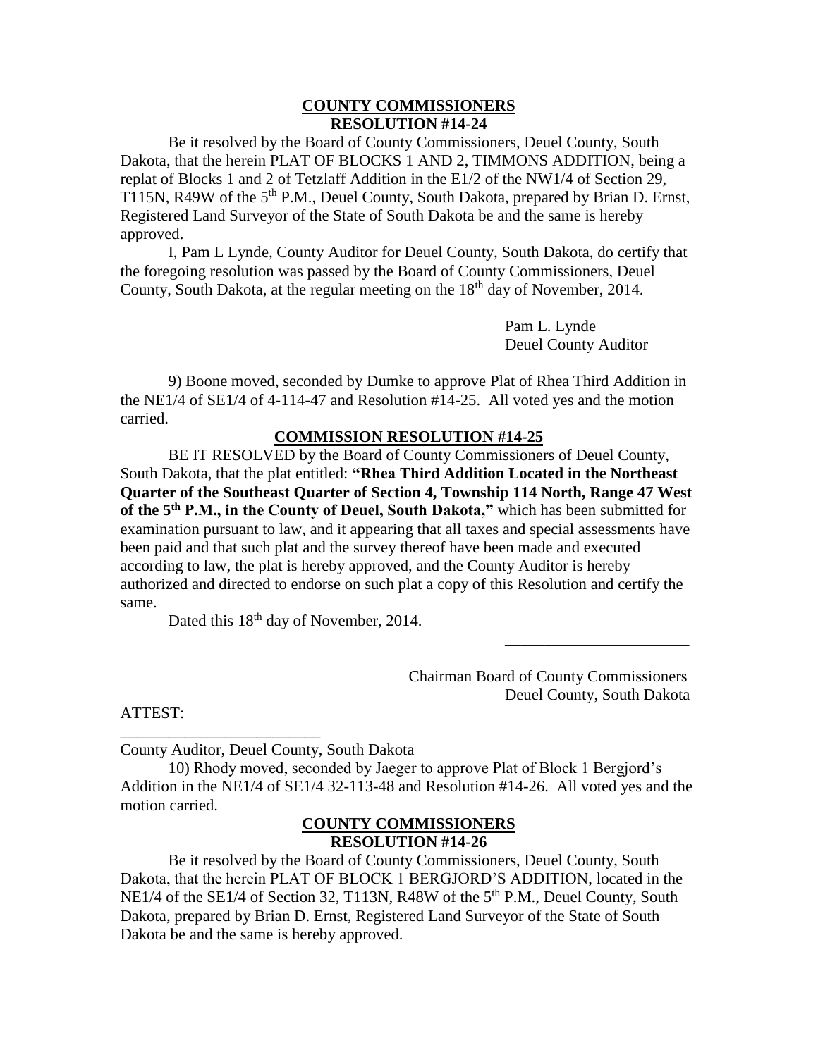**COUNTY COMMISSIONERS**
**RESOLUTION #14-24**

Be it resolved by the Board of County Commissioners, Deuel County, South Dakota, that the herein PLAT OF BLOCKS 1 AND 2, TIMMONS ADDITION, being a replat of Blocks 1 and 2 of Tetzlaff Addition in the E1/2 of the NW1/4 of Section 29, T115N, R49W of the 5th P.M., Deuel County, South Dakota, prepared by Brian D. Ernst, Registered Land Surveyor of the State of South Dakota be and the same is hereby approved.

I, Pam L Lynde, County Auditor for Deuel County, South Dakota, do certify that the foregoing resolution was passed by the Board of County Commissioners, Deuel County, South Dakota, at the regular meeting on the 18th day of November, 2014.

Pam L. Lynde
Deuel County Auditor

9) Boone moved, seconded by Dumke to approve Plat of Rhea Third Addition in the NE1/4 of SE1/4 of 4-114-47 and Resolution #14-25. All voted yes and the motion carried.

**COMMISSION RESOLUTION #14-25**

BE IT RESOLVED by the Board of County Commissioners of Deuel County, South Dakota, that the plat entitled: **"Rhea Third Addition Located in the Northeast Quarter of the Southeast Quarter of Section 4, Township 114 North, Range 47 West of the 5th P.M., in the County of Deuel, South Dakota,"** which has been submitted for examination pursuant to law, and it appearing that all taxes and special assessments have been paid and that such plat and the survey thereof have been made and executed according to law, the plat is hereby approved, and the County Auditor is hereby authorized and directed to endorse on such plat a copy of this Resolution and certify the same.

Dated this 18th day of November, 2014.

_______________________

Chairman Board of County Commissioners
Deuel County, South Dakota

ATTEST:

_________________________
County Auditor, Deuel County, South Dakota

10) Rhody moved, seconded by Jaeger to approve Plat of Block 1 Bergjord's Addition in the NE1/4 of SE1/4 32-113-48 and Resolution #14-26. All voted yes and the motion carried.

**COUNTY COMMISSIONERS**
**RESOLUTION #14-26**

Be it resolved by the Board of County Commissioners, Deuel County, South Dakota, that the herein PLAT OF BLOCK 1 BERGJORD'S ADDITION, located in the NE1/4 of the SE1/4 of Section 32, T113N, R48W of the 5th P.M., Deuel County, South Dakota, prepared by Brian D. Ernst, Registered Land Surveyor of the State of South Dakota be and the same is hereby approved.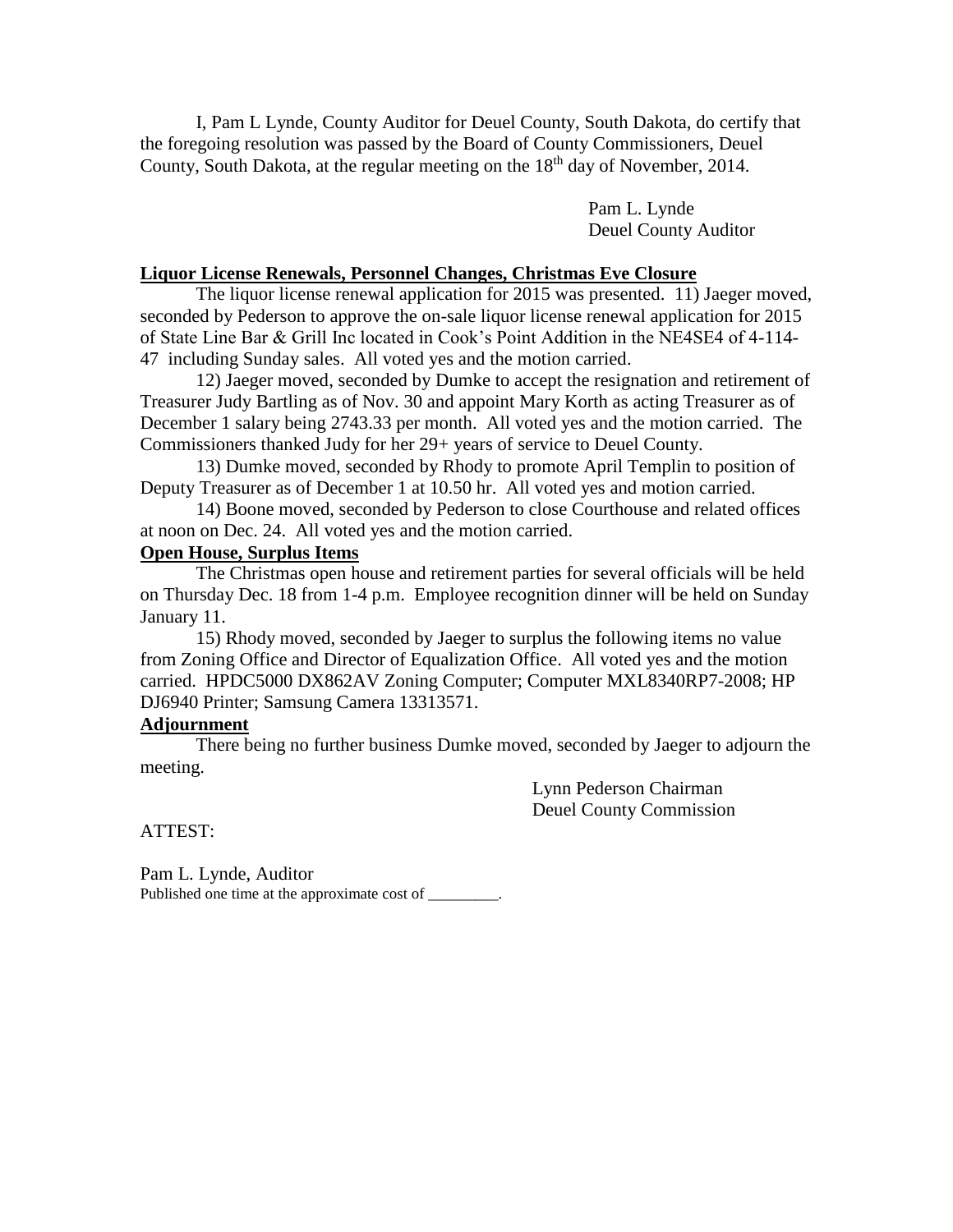I, Pam L Lynde, County Auditor for Deuel County, South Dakota, do certify that the foregoing resolution was passed by the Board of County Commissioners, Deuel County, South Dakota, at the regular meeting on the 18th day of November, 2014.

Pam L. Lynde
Deuel County Auditor

**Liquor License Renewals, Personnel Changes, Christmas Eve Closure**

The liquor license renewal application for 2015 was presented. 11) Jaeger moved, seconded by Pederson to approve the on-sale liquor license renewal application for 2015 of State Line Bar & Grill Inc located in Cook's Point Addition in the NE4SE4 of 4-114-47 including Sunday sales. All voted yes and the motion carried.

12) Jaeger moved, seconded by Dumke to accept the resignation and retirement of Treasurer Judy Bartling as of Nov. 30 and appoint Mary Korth as acting Treasurer as of December 1 salary being 2743.33 per month. All voted yes and the motion carried. The Commissioners thanked Judy for her 29+ years of service to Deuel County.

13) Dumke moved, seconded by Rhody to promote April Templin to position of Deputy Treasurer as of December 1 at 10.50 hr. All voted yes and motion carried.

14) Boone moved, seconded by Pederson to close Courthouse and related offices at noon on Dec. 24. All voted yes and the motion carried.

**Open House, Surplus Items**

The Christmas open house and retirement parties for several officials will be held on Thursday Dec. 18 from 1-4 p.m. Employee recognition dinner will be held on Sunday January 11.

15) Rhody moved, seconded by Jaeger to surplus the following items no value from Zoning Office and Director of Equalization Office. All voted yes and the motion carried. HPDC5000 DX862AV Zoning Computer; Computer MXL8340RP7-2008; HP DJ6940 Printer; Samsung Camera 13313571.

**Adjournment**

There being no further business Dumke moved, seconded by Jaeger to adjourn the meeting.

Lynn Pederson Chairman
Deuel County Commission

ATTEST:

Pam L. Lynde, Auditor
Published one time at the approximate cost of _________.